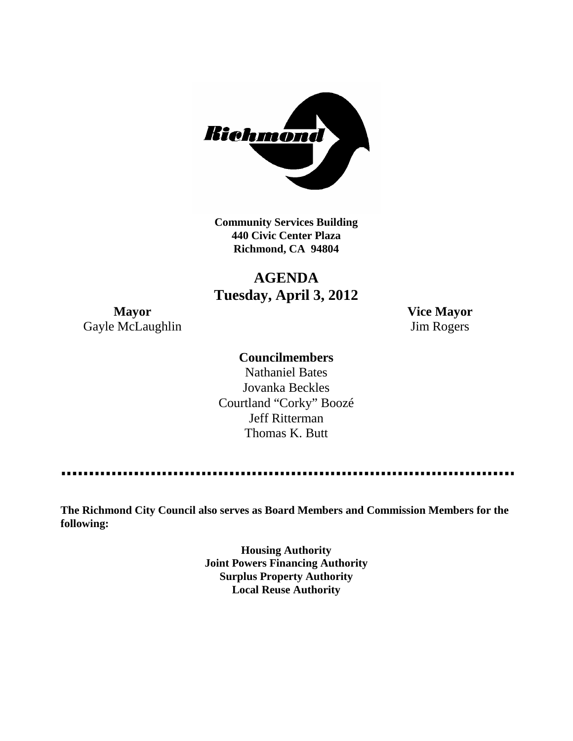**Community Services Building**
**440 Civic Center Plaza**
**Richmond, CA 94804**

# AGENDA
## Tuesday, April 3, 2012

**Mayor**
Gayle McLaughlin

**Vice Mayor**
Jim Rogers

**Councilmembers**
Nathaniel Bates
Jovanka Beckles
Courtland "Corky" Boozé
Jeff Ritterman
Thomas K. Butt

---

**The Richmond City Council also serves as Board Members and Commission Members for the following:**

**Housing Authority**
**Joint Powers Financing Authority**
**Surplus Property Authority**
**Local Reuse Authority**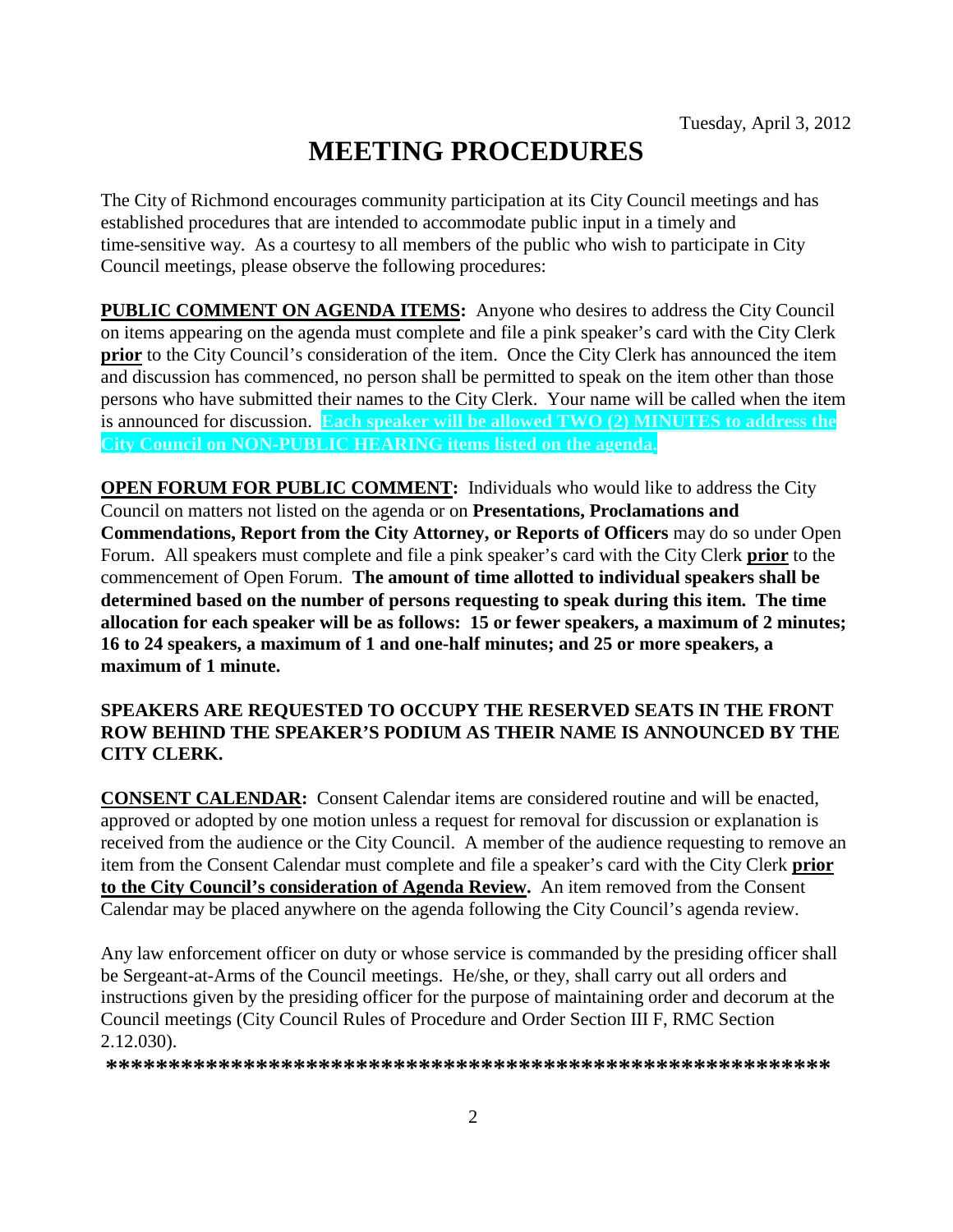Tuesday, April 3, 2012

# MEETING PROCEDURES

The City of Richmond encourages community participation at its City Council meetings and has established procedures that are intended to accommodate public input in a timely and time-sensitive way. As a courtesy to all members of the public who wish to participate in City Council meetings, please observe the following procedures:

**PUBLIC COMMENT ON AGENDA ITEMS:** Anyone who desires to address the City Council on items appearing on the agenda must complete and file a pink speaker's card with the City Clerk **prior** to the City Council's consideration of the item. Once the City Clerk has announced the item and discussion has commenced, no person shall be permitted to speak on the item other than those persons who have submitted their names to the City Clerk. Your name will be called when the item is announced for discussion. **Each speaker will be allowed TWO (2) MINUTES to address the City Council on NON-PUBLIC HEARING items listed on the agenda.**

**OPEN FORUM FOR PUBLIC COMMENT:** Individuals who would like to address the City Council on matters not listed on the agenda or on **Presentations, Proclamations and Commendations, Report from the City Attorney, or Reports of Officers** may do so under Open Forum. All speakers must complete and file a pink speaker's card with the City Clerk **prior** to the commencement of Open Forum. **The amount of time allotted to individual speakers shall be determined based on the number of persons requesting to speak during this item. The time allocation for each speaker will be as follows: 15 or fewer speakers, a maximum of 2 minutes; 16 to 24 speakers, a maximum of 1 and one-half minutes; and 25 or more speakers, a maximum of 1 minute.**

**SPEAKERS ARE REQUESTED TO OCCUPY THE RESERVED SEATS IN THE FRONT ROW BEHIND THE SPEAKER'S PODIUM AS THEIR NAME IS ANNOUNCED BY THE CITY CLERK.**

**CONSENT CALENDAR:** Consent Calendar items are considered routine and will be enacted, approved or adopted by one motion unless a request for removal for discussion or explanation is received from the audience or the City Council. A member of the audience requesting to remove an item from the Consent Calendar must complete and file a speaker's card with the City Clerk **prior to the City Council's consideration of Agenda Review.** An item removed from the Consent Calendar may be placed anywhere on the agenda following the City Council's agenda review.

Any law enforcement officer on duty or whose service is commanded by the presiding officer shall be Sergeant-at-Arms of the Council meetings. He/she, or they, shall carry out all orders and instructions given by the presiding officer for the purpose of maintaining order and decorum at the Council meetings (City Council Rules of Procedure and Order Section III F, RMC Section 2.12.030).

**\*\*\*\*\*\*\*\*\*\*\*\*\*\*\*\*\*\*\*\*\*\*\*\*\*\*\*\*\*\*\*\*\*\*\*\*\*\*\*\*\*\*\*\*\*\*\*\*\*\*\*\*\*\*\*\*\*\*\*\*\***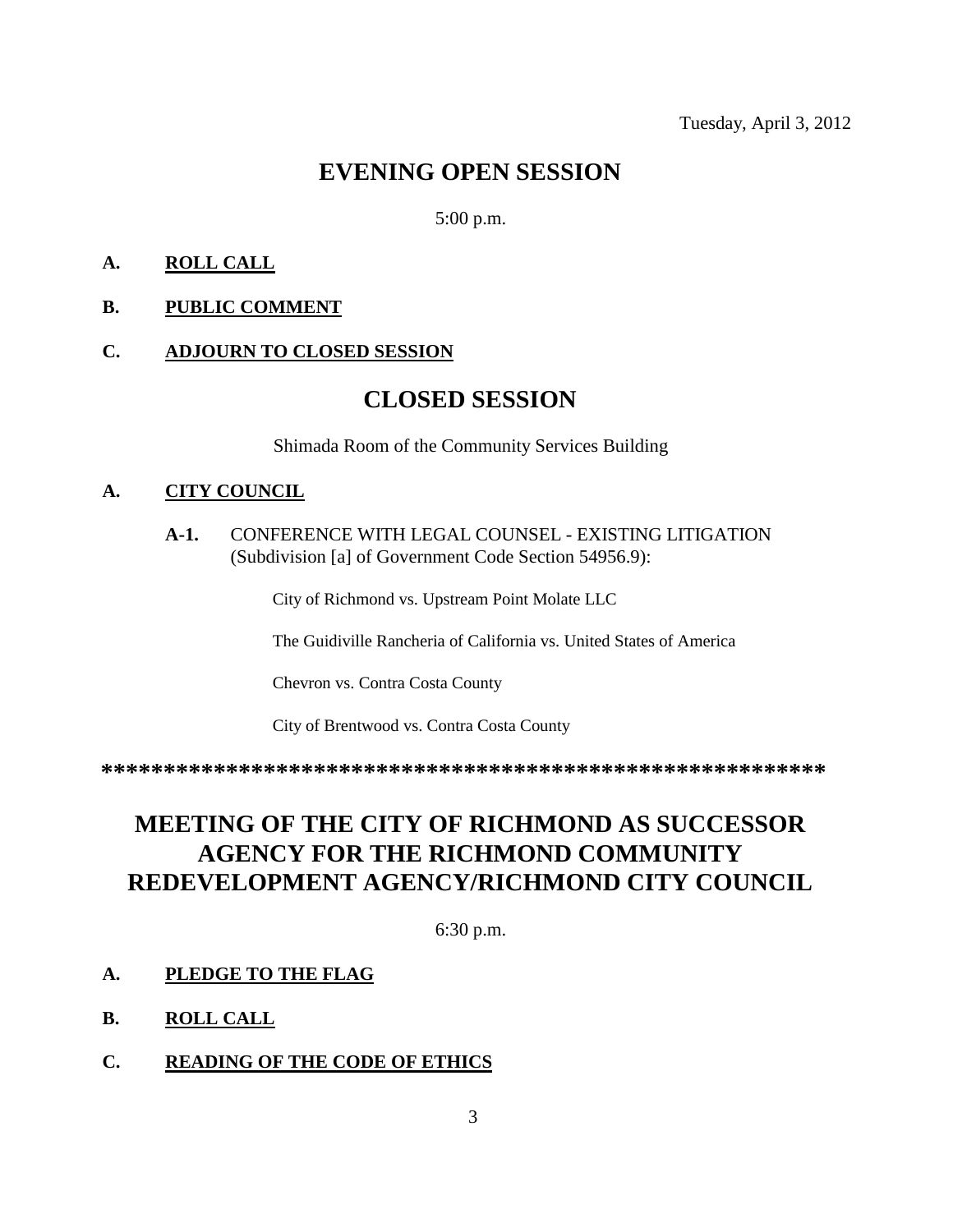Tuesday, April 3, 2012

# EVENING OPEN SESSION

5:00 p.m.

**A. ROLL CALL**

**B. PUBLIC COMMENT**

**C. ADJOURN TO CLOSED SESSION**

# CLOSED SESSION

Shimada Room of the Community Services Building

**A. CITY COUNCIL**

**A-1.** CONFERENCE WITH LEGAL COUNSEL - EXISTING LITIGATION (Subdivision [a] of Government Code Section 54956.9):

City of Richmond vs. Upstream Point Molate LLC

The Guidiville Rancheria of California vs. United States of America

Chevron vs. Contra Costa County

City of Brentwood vs. Contra Costa County

**********************************************************

# MEETING OF THE CITY OF RICHMOND AS SUCCESSOR AGENCY FOR THE RICHMOND COMMUNITY REDEVELOPMENT AGENCY/RICHMOND CITY COUNCIL

6:30 p.m.

**A. PLEDGE TO THE FLAG**

**B. ROLL CALL**

**C. READING OF THE CODE OF ETHICS**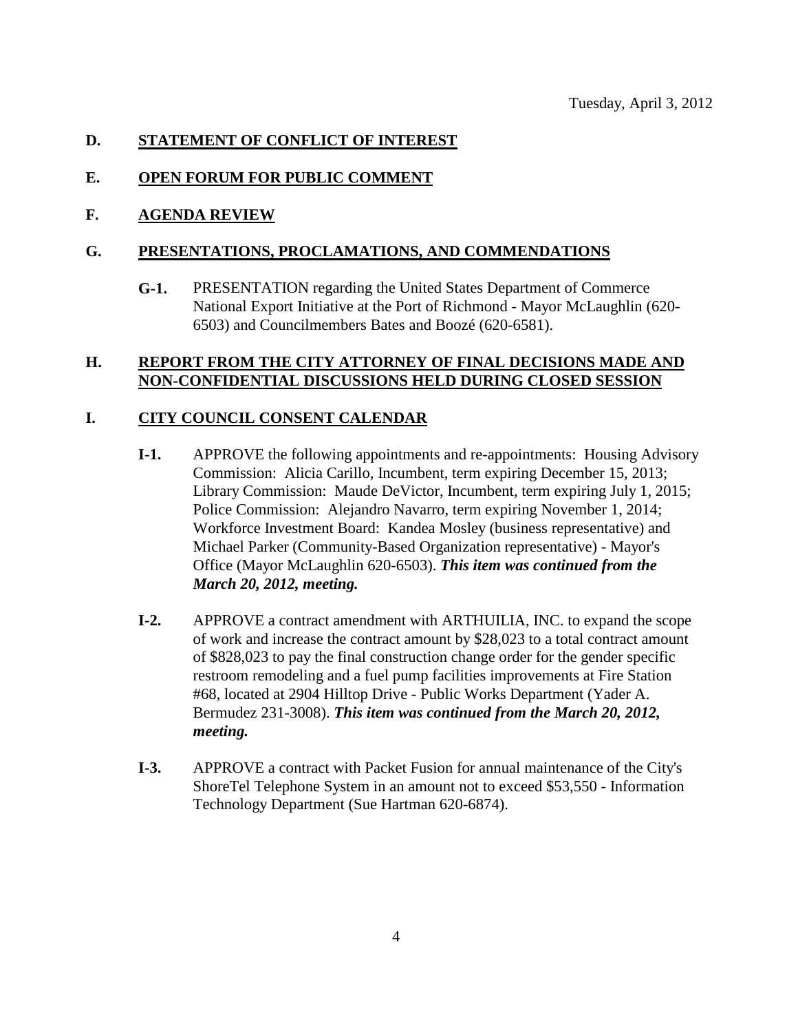Tuesday, April 3, 2012

**D. STATEMENT OF CONFLICT OF INTEREST**

**E. OPEN FORUM FOR PUBLIC COMMENT**

**F. AGENDA REVIEW**

**G. PRESENTATIONS, PROCLAMATIONS, AND COMMENDATIONS**

**G-1.** PRESENTATION regarding the United States Department of Commerce National Export Initiative at the Port of Richmond - Mayor McLaughlin (620-6503) and Councilmembers Bates and Boozé (620-6581).

**H. REPORT FROM THE CITY ATTORNEY OF FINAL DECISIONS MADE AND NON-CONFIDENTIAL DISCUSSIONS HELD DURING CLOSED SESSION**

**I. CITY COUNCIL CONSENT CALENDAR**

**I-1.** APPROVE the following appointments and re-appointments: Housing Advisory Commission: Alicia Carillo, Incumbent, term expiring December 15, 2013; Library Commission: Maude DeVictor, Incumbent, term expiring July 1, 2015; Police Commission: Alejandro Navarro, term expiring November 1, 2014; Workforce Investment Board: Kandea Mosley (business representative) and Michael Parker (Community-Based Organization representative) - Mayor's Office (Mayor McLaughlin 620-6503). ***This item was continued from the March 20, 2012, meeting.***

**I-2.** APPROVE a contract amendment with ARTHUILIA, INC. to expand the scope of work and increase the contract amount by $28,023 to a total contract amount of $828,023 to pay the final construction change order for the gender specific restroom remodeling and a fuel pump facilities improvements at Fire Station #68, located at 2904 Hilltop Drive - Public Works Department (Yader A. Bermudez 231-3008). ***This item was continued from the March 20, 2012, meeting.***

**I-3.** APPROVE a contract with Packet Fusion for annual maintenance of the City's ShoreTel Telephone System in an amount not to exceed $53,550 - Information Technology Department (Sue Hartman 620-6874).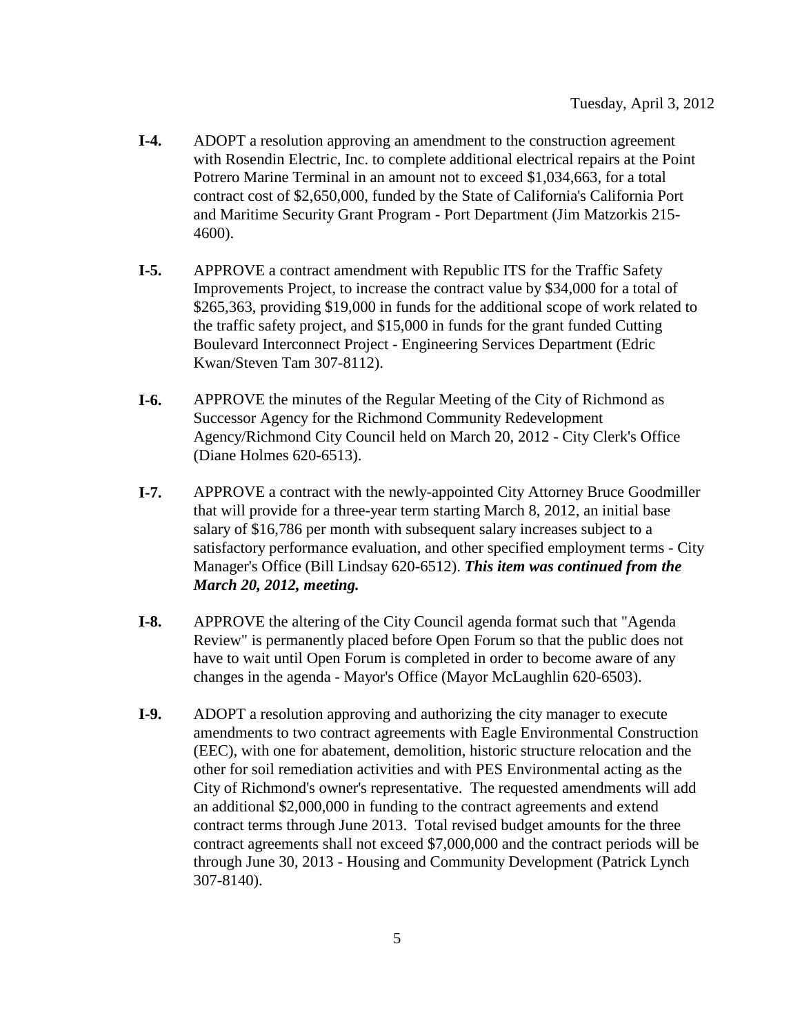Tuesday, April 3, 2012

**I-4.** ADOPT a resolution approving an amendment to the construction agreement with Rosendin Electric, Inc. to complete additional electrical repairs at the Point Potrero Marine Terminal in an amount not to exceed $1,034,663, for a total contract cost of $2,650,000, funded by the State of California's California Port and Maritime Security Grant Program - Port Department (Jim Matzorkis 215-4600).

**I-5.** APPROVE a contract amendment with Republic ITS for the Traffic Safety Improvements Project, to increase the contract value by $34,000 for a total of $265,363, providing $19,000 in funds for the additional scope of work related to the traffic safety project, and $15,000 in funds for the grant funded Cutting Boulevard Interconnect Project - Engineering Services Department (Edric Kwan/Steven Tam 307-8112).

**I-6.** APPROVE the minutes of the Regular Meeting of the City of Richmond as Successor Agency for the Richmond Community Redevelopment Agency/Richmond City Council held on March 20, 2012 - City Clerk's Office (Diane Holmes 620-6513).

**I-7.** APPROVE a contract with the newly-appointed City Attorney Bruce Goodmiller that will provide for a three-year term starting March 8, 2012, an initial base salary of $16,786 per month with subsequent salary increases subject to a satisfactory performance evaluation, and other specified employment terms - City Manager's Office (Bill Lindsay 620-6512). ***This item was continued from the March 20, 2012, meeting.***

**I-8.** APPROVE the altering of the City Council agenda format such that "Agenda Review" is permanently placed before Open Forum so that the public does not have to wait until Open Forum is completed in order to become aware of any changes in the agenda - Mayor's Office (Mayor McLaughlin 620-6503).

**I-9.** ADOPT a resolution approving and authorizing the city manager to execute amendments to two contract agreements with Eagle Environmental Construction (EEC), with one for abatement, demolition, historic structure relocation and the other for soil remediation activities and with PES Environmental acting as the City of Richmond's owner's representative. The requested amendments will add an additional $2,000,000 in funding to the contract agreements and extend contract terms through June 2013. Total revised budget amounts for the three contract agreements shall not exceed $7,000,000 and the contract periods will be through June 30, 2013 - Housing and Community Development (Patrick Lynch 307-8140).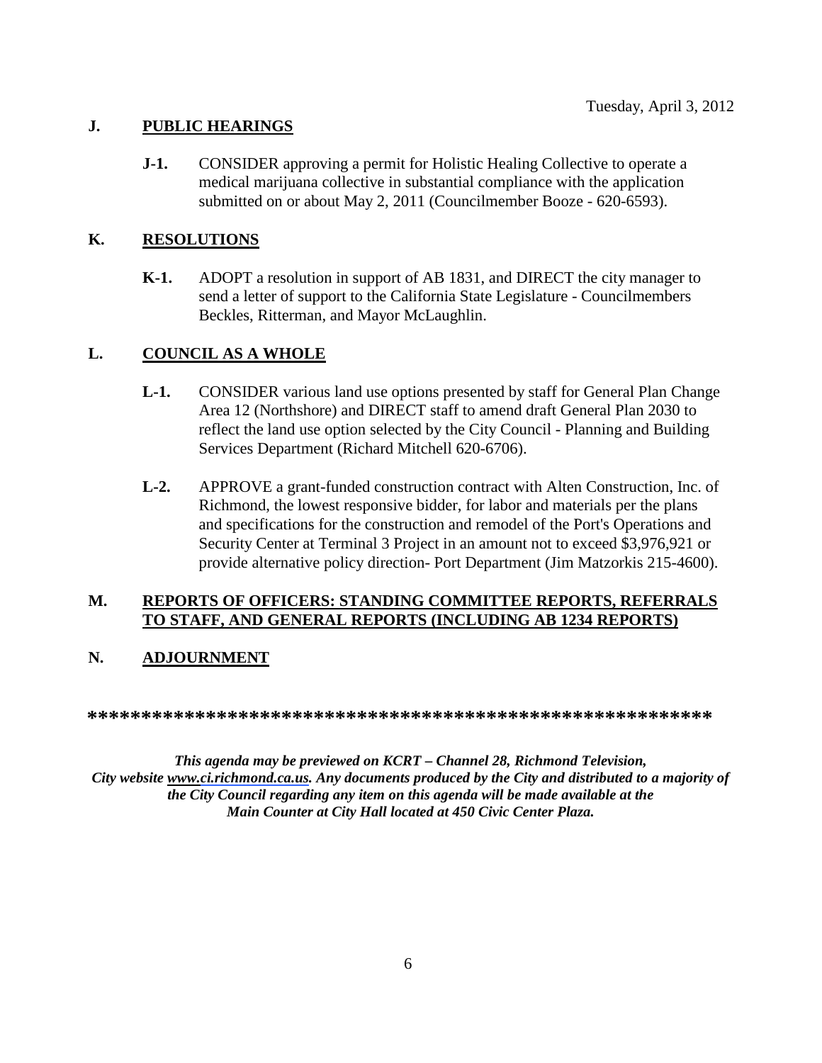Tuesday, April 3, 2012

## J. PUBLIC HEARINGS

**J-1.** CONSIDER approving a permit for Holistic Healing Collective to operate a medical marijuana collective in substantial compliance with the application submitted on or about May 2, 2011 (Councilmember Booze - 620-6593).

## K. RESOLUTIONS

**K-1.** ADOPT a resolution in support of AB 1831, and DIRECT the city manager to send a letter of support to the California State Legislature - Councilmembers Beckles, Ritterman, and Mayor McLaughlin.

## L. COUNCIL AS A WHOLE

**L-1.** CONSIDER various land use options presented by staff for General Plan Change Area 12 (Northshore) and DIRECT staff to amend draft General Plan 2030 to reflect the land use option selected by the City Council - Planning and Building Services Department (Richard Mitchell 620-6706).

**L-2.** APPROVE a grant-funded construction contract with Alten Construction, Inc. of Richmond, the lowest responsive bidder, for labor and materials per the plans and specifications for the construction and remodel of the Port's Operations and Security Center at Terminal 3 Project in an amount not to exceed $3,976,921 or provide alternative policy direction- Port Department (Jim Matzorkis 215-4600).

## M. REPORTS OF OFFICERS: STANDING COMMITTEE REPORTS, REFERRALS TO STAFF, AND GENERAL REPORTS (INCLUDING AB 1234 REPORTS)

## N. ADJOURNMENT

**\*\*\*\*\*\*\*\*\*\*\*\*\*\*\*\*\*\*\*\*\*\*\*\*\*\*\*\*\*\*\*\*\*\*\*\*\*\*\*\*\*\*\*\*\*\*\*\*\*\*\*\*\*\*\*\*\*\*\***

***This agenda may be previewed on KCRT – Channel 28, Richmond Television, City website www.ci.richmond.ca.us. Any documents produced by the City and distributed to a majority of the City Council regarding any item on this agenda will be made available at the Main Counter at City Hall located at 450 Civic Center Plaza.***